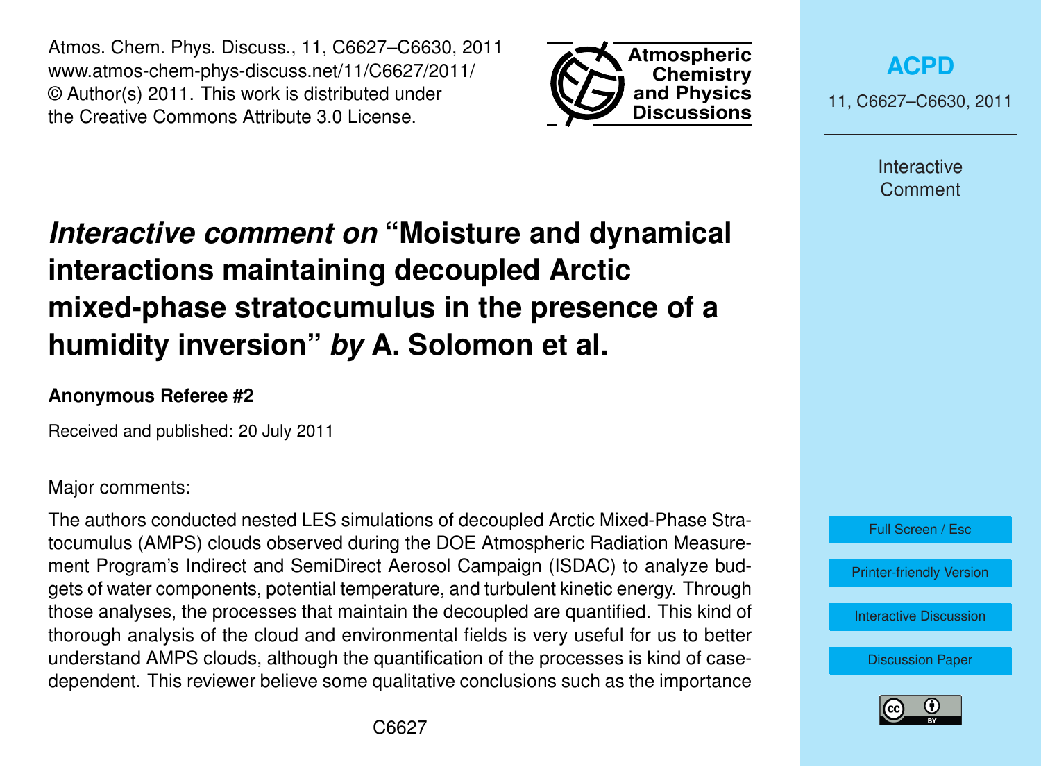# *Interactive comment on* "Moisture and dynamical interactions maintaining decoupled Arctic mixed-phase stratocumulus in the presence of a humidity inversion" *by* A. Solomon et al.

**Anonymous Referee #2**

Received and published: 20 July 2011

Major comments:

The authors conducted nested LES simulations of decoupled Arctic Mixed-Phase Stratocumulus (AMPS) clouds observed during the DOE Atmospheric Radiation Measurement Program's Indirect and SemiDirect Aerosol Campaign (ISDAC) to analyze budgets of water components, potential temperature, and turbulent kinetic energy. Through those analyses, the processes that maintain the decoupled are quantified. This kind of thorough analysis of the cloud and environmental fields is very useful for us to better understand AMPS clouds, although the quantification of the processes is kind of case-dependent. This reviewer believe some qualitative conclusions such as the importance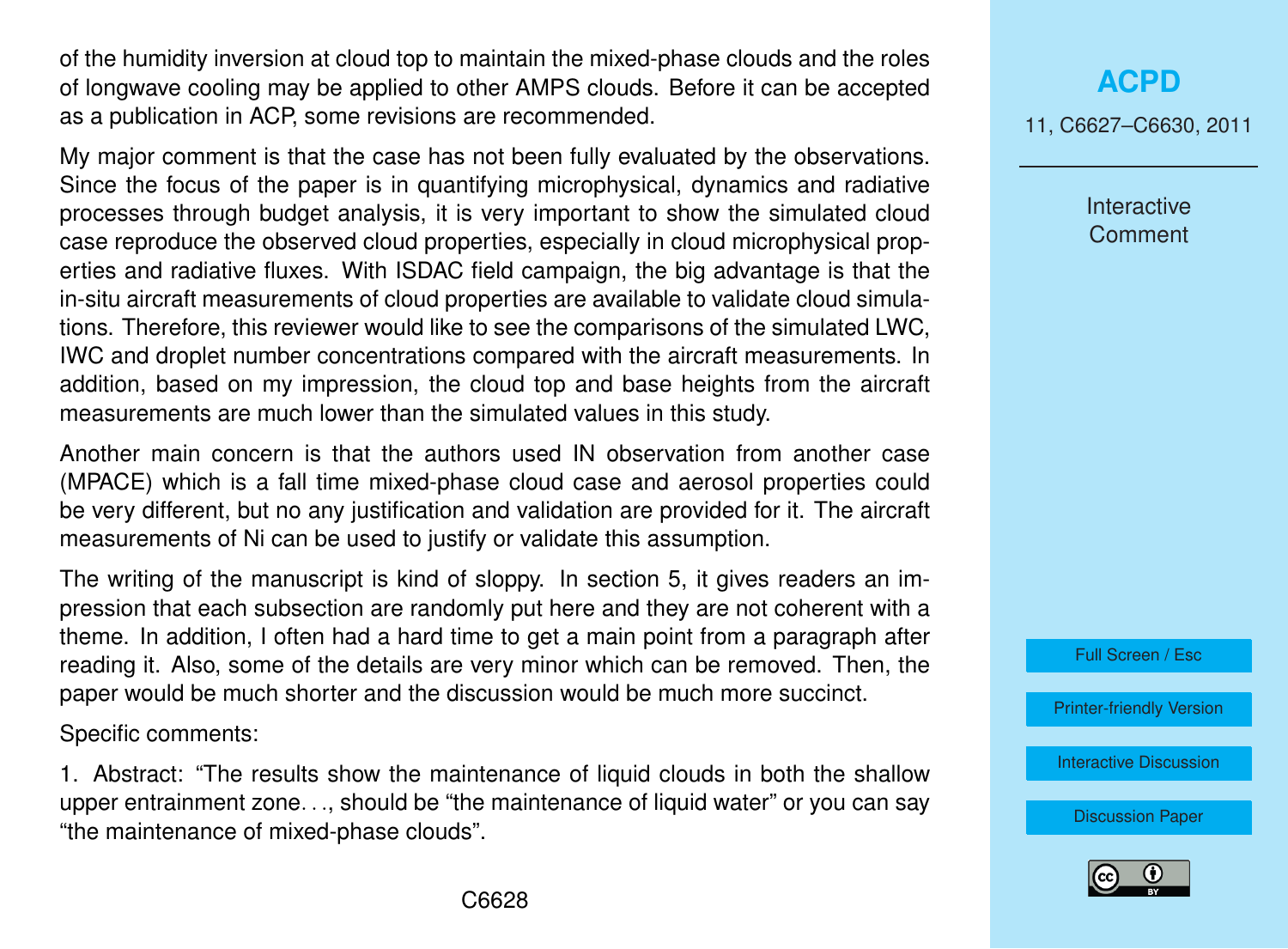of the humidity inversion at cloud top to maintain the mixed-phase clouds and the roles of longwave cooling may be applied to other AMPS clouds. Before it can be accepted as a publication in ACP, some revisions are recommended.

My major comment is that the case has not been fully evaluated by the observations. Since the focus of the paper is in quantifying microphysical, dynamics and radiative processes through budget analysis, it is very important to show the simulated cloud case reproduce the observed cloud properties, especially in cloud microphysical properties and radiative fluxes. With ISDAC field campaign, the big advantage is that the in-situ aircraft measurements of cloud properties are available to validate cloud simulations. Therefore, this reviewer would like to see the comparisons of the simulated LWC, IWC and droplet number concentrations compared with the aircraft measurements. In addition, based on my impression, the cloud top and base heights from the aircraft measurements are much lower than the simulated values in this study.

Another main concern is that the authors used IN observation from another case (MPACE) which is a fall time mixed-phase cloud case and aerosol properties could be very different, but no any justification and validation are provided for it. The aircraft measurements of Ni can be used to justify or validate this assumption.

The writing of the manuscript is kind of sloppy. In section 5, it gives readers an impression that each subsection are randomly put here and they are not coherent with a theme. In addition, I often had a hard time to get a main point from a paragraph after reading it. Also, some of the details are very minor which can be removed. Then, the paper would be much shorter and the discussion would be much more succinct.

Specific comments:

1. Abstract: "The results show the maintenance of liquid clouds in both the shallow upper entrainment zone. . ., should be "the maintenance of liquid water" or you can say "the maintenance of mixed-phase clouds".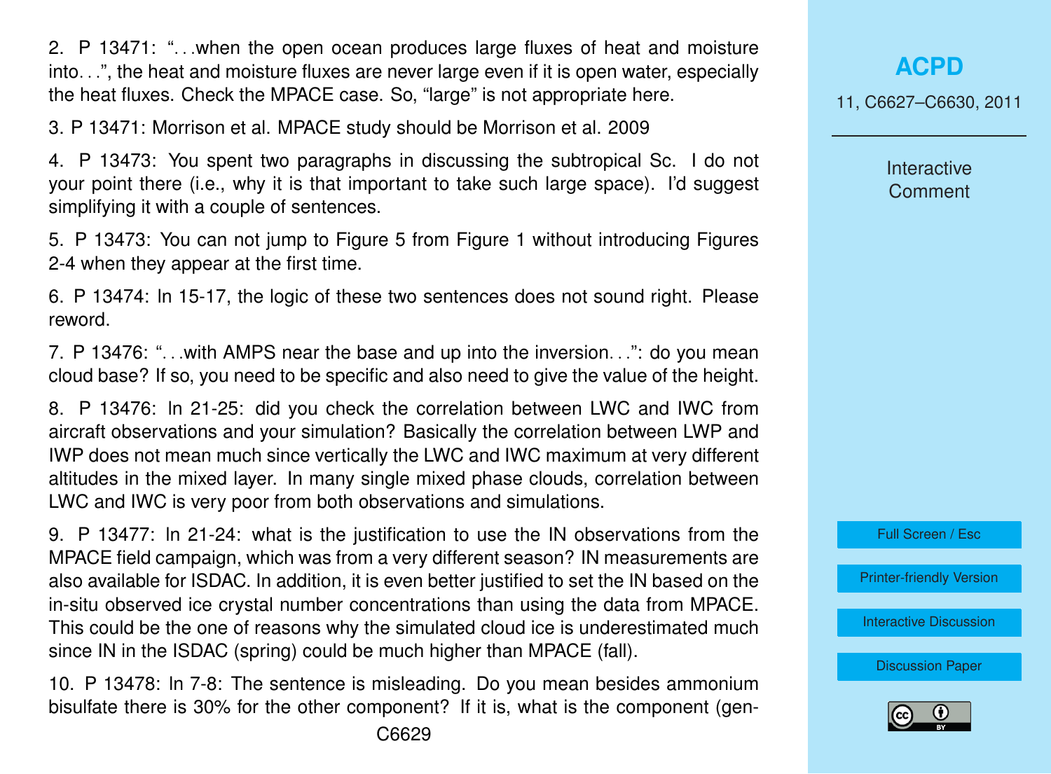2. P 13471: "...when the open ocean produces large fluxes of heat and moisture into...", the heat and moisture fluxes are never large even if it is open water, especially the heat fluxes. Check the MPACE case. So, "large" is not appropriate here.

3. P 13471: Morrison et al. MPACE study should be Morrison et al. 2009

4. P 13473: You spent two paragraphs in discussing the subtropical Sc. I do not your point there (i.e., why it is that important to take such large space). I'd suggest simplifying it with a couple of sentences.

5. P 13473: You can not jump to Figure 5 from Figure 1 without introducing Figures 2-4 when they appear at the first time.

6. P 13474: In 15-17, the logic of these two sentences does not sound right. Please reword.

7. P 13476: "...with AMPS near the base and up into the inversion...": do you mean cloud base? If so, you need to be specific and also need to give the value of the height.

8. P 13476: In 21-25: did you check the correlation between LWC and IWC from aircraft observations and your simulation? Basically the correlation between LWP and IWP does not mean much since vertically the LWC and IWC maximum at very different altitudes in the mixed layer. In many single mixed phase clouds, correlation between LWC and IWC is very poor from both observations and simulations.

9. P 13477: In 21-24: what is the justification to use the IN observations from the MPACE field campaign, which was from a very different season? IN measurements are also available for ISDAC. In addition, it is even better justified to set the IN based on the in-situ observed ice crystal number concentrations than using the data from MPACE. This could be the one of reasons why the simulated cloud ice is underestimated much since IN in the ISDAC (spring) could be much higher than MPACE (fall).

10. P 13478: In 7-8: The sentence is misleading. Do you mean besides ammonium bisulfate there is 30% for the other component? If it is, what is the component (gen-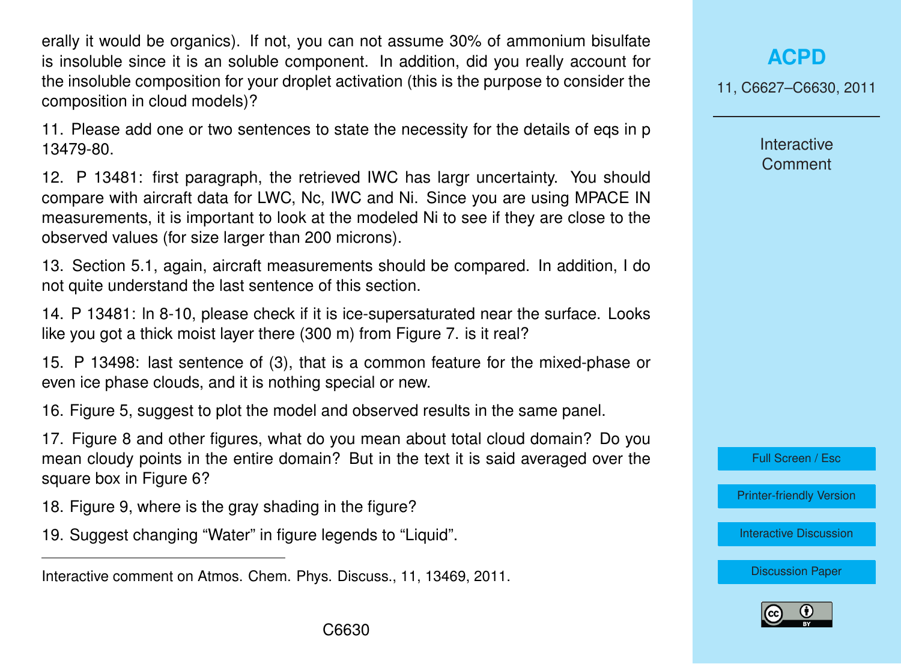erally it would be organics). If not, you can not assume 30% of ammonium bisulfate is insoluble since it is an soluble component. In addition, did you really account for the insoluble composition for your droplet activation (this is the purpose to consider the composition in cloud models)?

11. Please add one or two sentences to state the necessity for the details of eqs in p 13479-80.

12. P 13481: first paragraph, the retrieved IWC has largr uncertainty. You should compare with aircraft data for LWC, Nc, IWC and Ni. Since you are using MPACE IN measurements, it is important to look at the modeled Ni to see if they are close to the observed values (for size larger than 200 microns).

13. Section 5.1, again, aircraft measurements should be compared. In addition, I do not quite understand the last sentence of this section.

14. P 13481: In 8-10, please check if it is ice-supersaturated near the surface. Looks like you got a thick moist layer there (300 m) from Figure 7. is it real?

15. P 13498: last sentence of (3), that is a common feature for the mixed-phase or even ice phase clouds, and it is nothing special or new.

16. Figure 5, suggest to plot the model and observed results in the same panel.

17. Figure 8 and other figures, what do you mean about total cloud domain? Do you mean cloudy points in the entire domain? But in the text it is said averaged over the square box in Figure 6?

18. Figure 9, where is the gray shading in the figure?

19. Suggest changing "Water" in figure legends to "Liquid".

---

Interactive comment on Atmos. Chem. Phys. Discuss., 11, 13469, 2011.